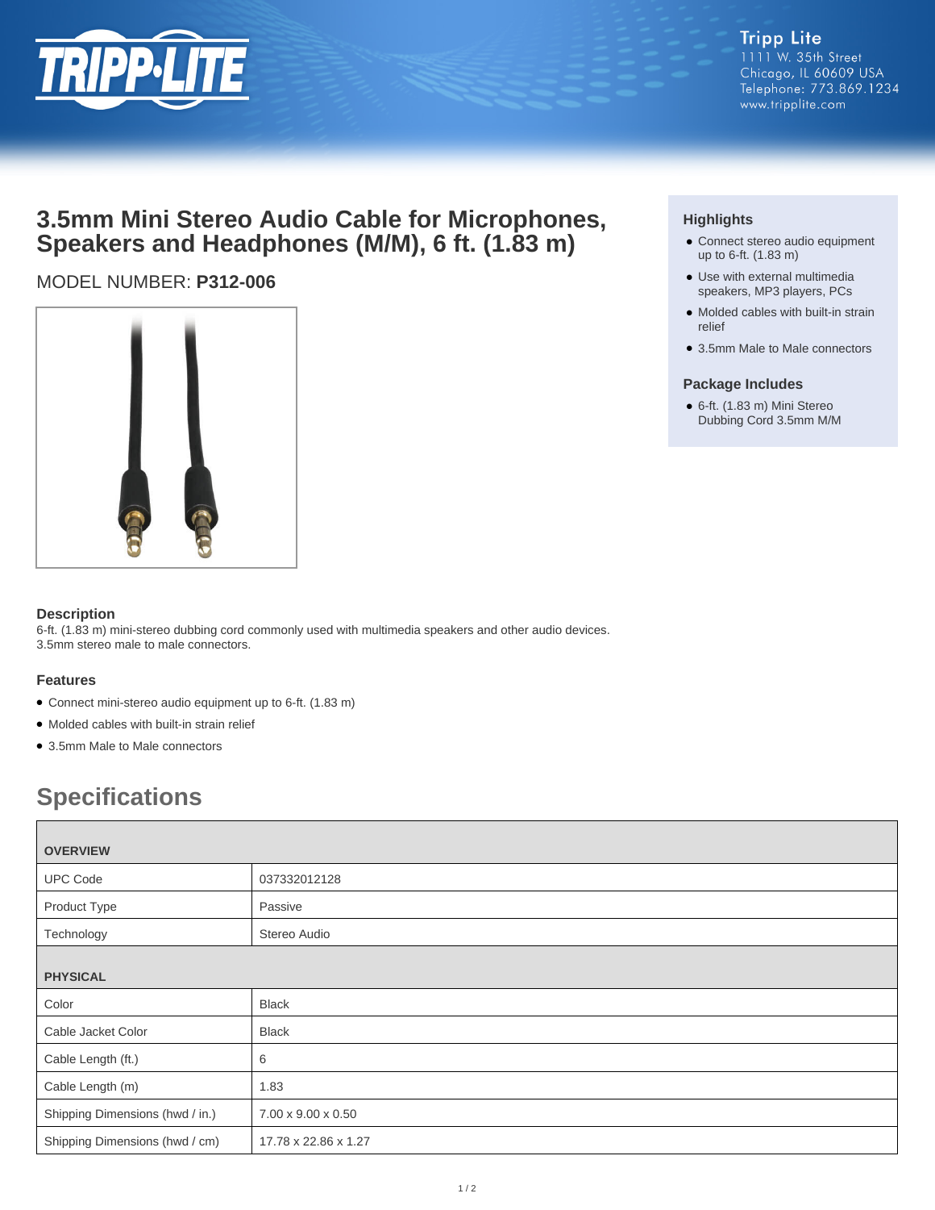Tripp Lite
1111 W. 35th Street
Chicago, IL 60609 USA
Telephone: 773.869.1234
www.tripplite.com

# 3.5mm Mini Stereo Audio Cable for Microphones, Speakers and Headphones (M/M), 6 ft. (1.83 m)

MODEL NUMBER: **P312-006**

### Highlights

- Connect stereo audio equipment up to 6-ft. (1.83 m)
- Use with external multimedia speakers, MP3 players, PCs
- Molded cables with built-in strain relief
- 3.5mm Male to Male connectors

### Package Includes

- 6-ft. (1.83 m) Mini Stereo Dubbing Cord 3.5mm M/M

### Description

6-ft. (1.83 m) mini-stereo dubbing cord commonly used with multimedia speakers and other audio devices. 3.5mm stereo male to male connectors.

### Features

- Connect mini-stereo audio equipment up to 6-ft. (1.83 m)
- Molded cables with built-in strain relief
- 3.5mm Male to Male connectors

## Specifications

| OVERVIEW | |
|---|---|
| UPC Code | 037332012128 |
| Product Type | Passive |
| Technology | Stereo Audio |
| **PHYSICAL** | |
| Color | Black |
| Cable Jacket Color | Black |
| Cable Length (ft.) | 6 |
| Cable Length (m) | 1.83 |
| Shipping Dimensions (hwd / in.) | 7.00 x 9.00 x 0.50 |
| Shipping Dimensions (hwd / cm) | 17.78 x 22.86 x 1.27 |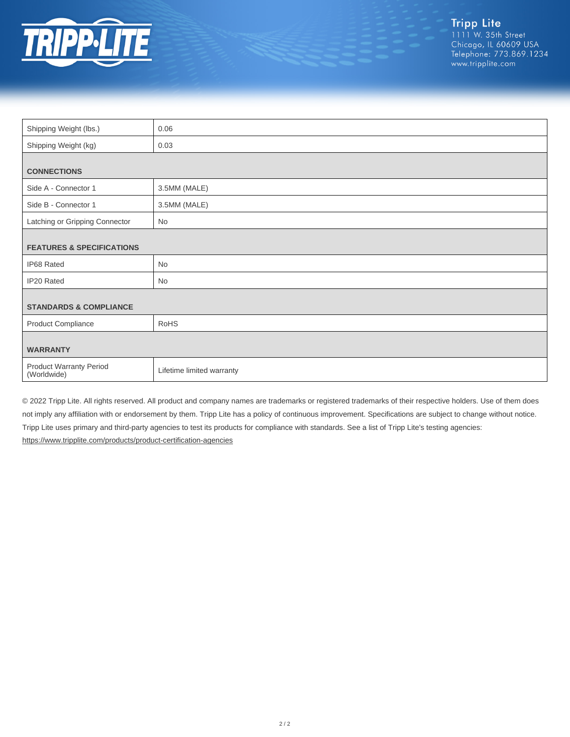| | |
|---|---|
| Shipping Weight (lbs.) | 0.06 |
| Shipping Weight (kg) | 0.03 |
| **CONNECTIONS** | |
| Side A - Connector 1 | 3.5MM (MALE) |
| Side B - Connector 1 | 3.5MM (MALE) |
| Latching or Gripping Connector | No |
| **FEATURES & SPECIFICATIONS** | |
| IP68 Rated | No |
| IP20 Rated | No |
| **STANDARDS & COMPLIANCE** | |
| Product Compliance | RoHS |
| **WARRANTY** | |
| Product Warranty Period (Worldwide) | Lifetime limited warranty |

© 2022 Tripp Lite. All rights reserved. All product and company names are trademarks or registered trademarks of their respective holders. Use of them does not imply any affiliation with or endorsement by them. Tripp Lite has a policy of continuous improvement. Specifications are subject to change without notice. Tripp Lite uses primary and third-party agencies to test its products for compliance with standards. See a list of Tripp Lite's testing agencies: https://www.tripplite.com/products/product-certification-agencies